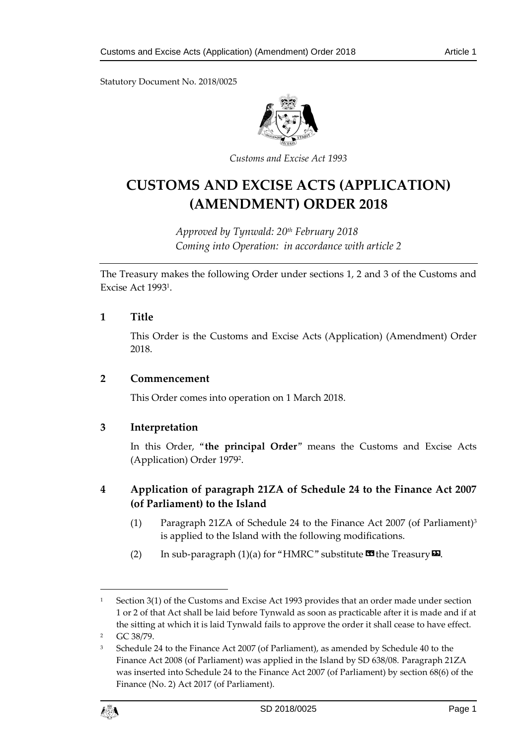Statutory Document No. 2018/0025

*Customs and Excise Act 1993*

# CUSTOMS AND EXCISE ACTS (APPLICATION) (AMENDMENT) ORDER 2018

*Approved by Tynwald: 20th February 2018*
*Coming into Operation: in accordance with article 2*

The Treasury makes the following Order under sections 1, 2 and 3 of the Customs and Excise Act 1993[1].

## 1 Title

This Order is the Customs and Excise Acts (Application) (Amendment) Order 2018.

## 2 Commencement

This Order comes into operation on 1 March 2018.

## 3 Interpretation

In this Order, "**the principal Order**" means the Customs and Excise Acts (Application) Order 1979[2].

## 4 Application of paragraph 21ZA of Schedule 24 to the Finance Act 2007 (of Parliament) to the Island

(1) Paragraph 21ZA of Schedule 24 to the Finance Act 2007 (of Parliament)[3] is applied to the Island with the following modifications.

(2) In sub-paragraph (1)(a) for "HMRC" substitute «the Treasury».

---

[1] Section 3(1) of the Customs and Excise Act 1993 provides that an order made under section 1 or 2 of that Act shall be laid before Tynwald as soon as practicable after it is made and if at the sitting at which it is laid Tynwald fails to approve the order it shall cease to have effect.

[2] GC 38/79.

[3] Schedule 24 to the Finance Act 2007 (of Parliament), as amended by Schedule 40 to the Finance Act 2008 (of Parliament) was applied in the Island by SD 638/08. Paragraph 21ZA was inserted into Schedule 24 to the Finance Act 2007 (of Parliament) by section 68(6) of the Finance (No. 2) Act 2017 (of Parliament).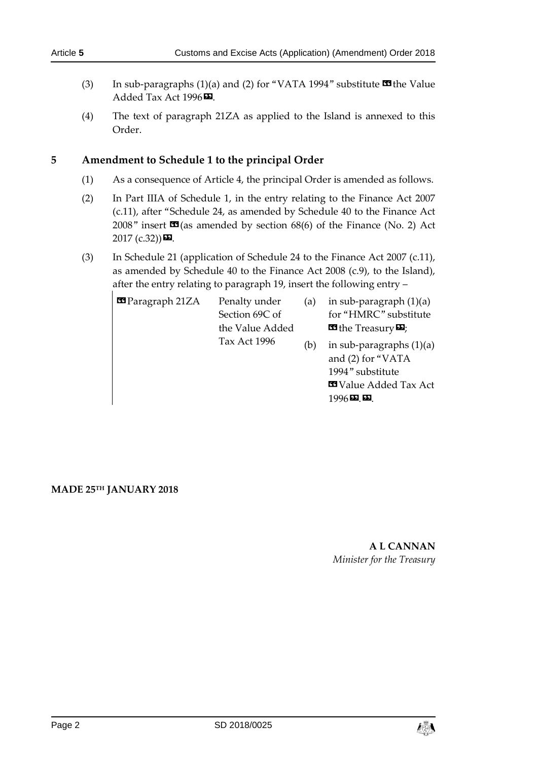(3) In sub-paragraphs (1)(a) and (2) for "VATA 1994" substitute «the Value Added Tax Act 1996».

(4) The text of paragraph 21ZA as applied to the Island is annexed to this Order.

## 5 Amendment to Schedule 1 to the principal Order

(1) As a consequence of Article 4, the principal Order is amended as follows.

(2) In Part IIIA of Schedule 1, in the entry relating to the Finance Act 2007 (c.11), after "Schedule 24, as amended by Schedule 40 to the Finance Act 2008" insert «(as amended by section 68(6) of the Finance (No. 2) Act 2017 (c.32))».

(3) In Schedule 21 (application of Schedule 24 to the Finance Act 2007 (c.11), as amended by Schedule 40 to the Finance Act 2008 (c.9), to the Island), after the entry relating to paragraph 19, insert the following entry –

| | | |
|---|---|---|
| «Paragraph 21ZA | Penalty under Section 69C of the Value Added Tax Act 1996 | (a) in sub-paragraph (1)(a) for "HMRC" substitute «the Treasury»;<br>(b) in sub-paragraphs (1)(a) and (2) for "VATA 1994" substitute «Value Added Tax Act 1996».». |

**MADE 25TH JANUARY 2018**

**A L CANNAN**
*Minister for the Treasury*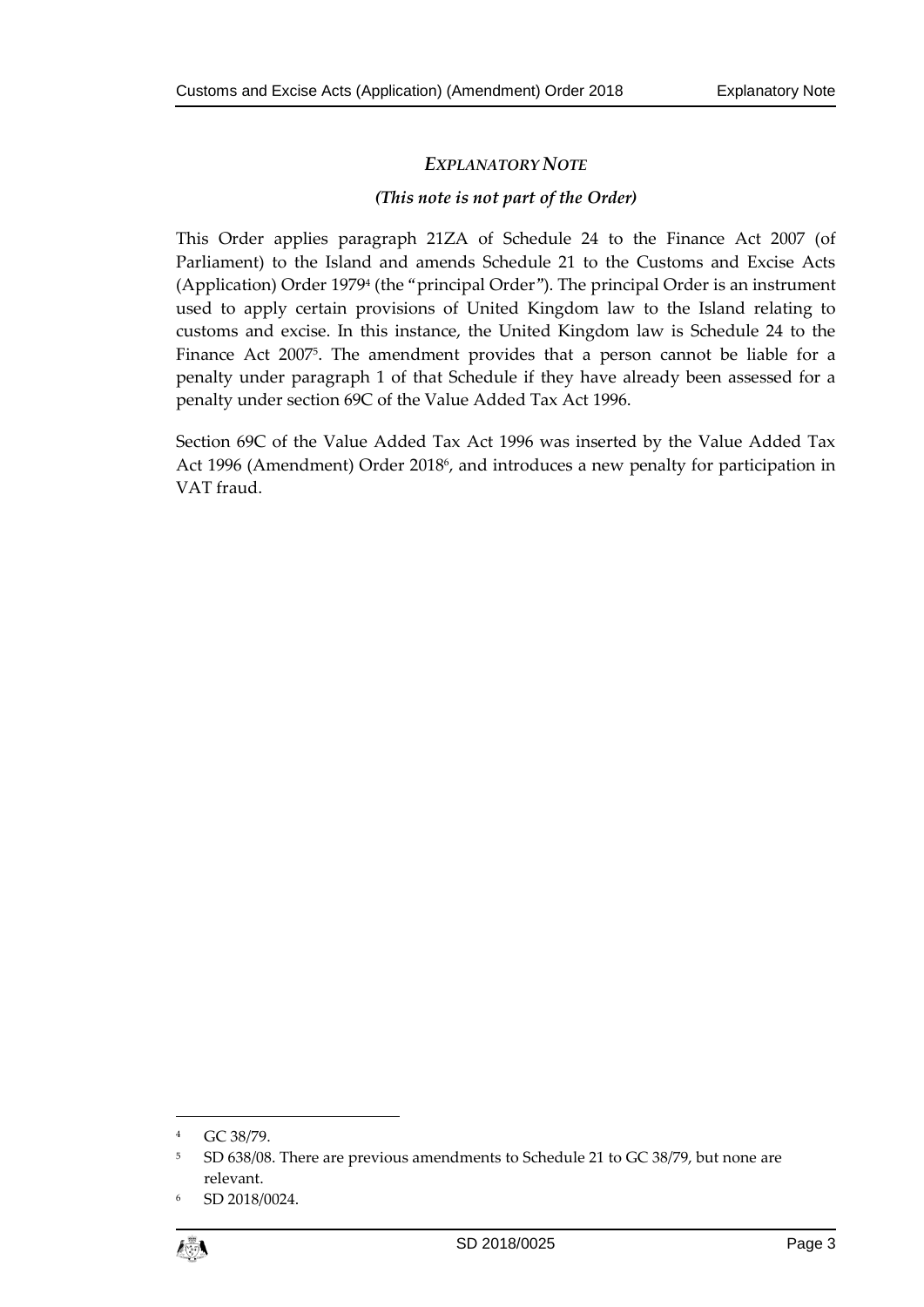## *EXPLANATORY NOTE*

***(This note is not part of the Order)***

This Order applies paragraph 21ZA of Schedule 24 to the Finance Act 2007 (of Parliament) to the Island and amends Schedule 21 to the Customs and Excise Acts (Application) Order 1979[4] (the "principal Order"). The principal Order is an instrument used to apply certain provisions of United Kingdom law to the Island relating to customs and excise. In this instance, the United Kingdom law is Schedule 24 to the Finance Act 2007[5]. The amendment provides that a person cannot be liable for a penalty under paragraph 1 of that Schedule if they have already been assessed for a penalty under section 69C of the Value Added Tax Act 1996.

Section 69C of the Value Added Tax Act 1996 was inserted by the Value Added Tax Act 1996 (Amendment) Order 2018[6], and introduces a new penalty for participation in VAT fraud.

---

[4] GC 38/79.

[5] SD 638/08. There are previous amendments to Schedule 21 to GC 38/79, but none are relevant.

[6] SD 2018/0024.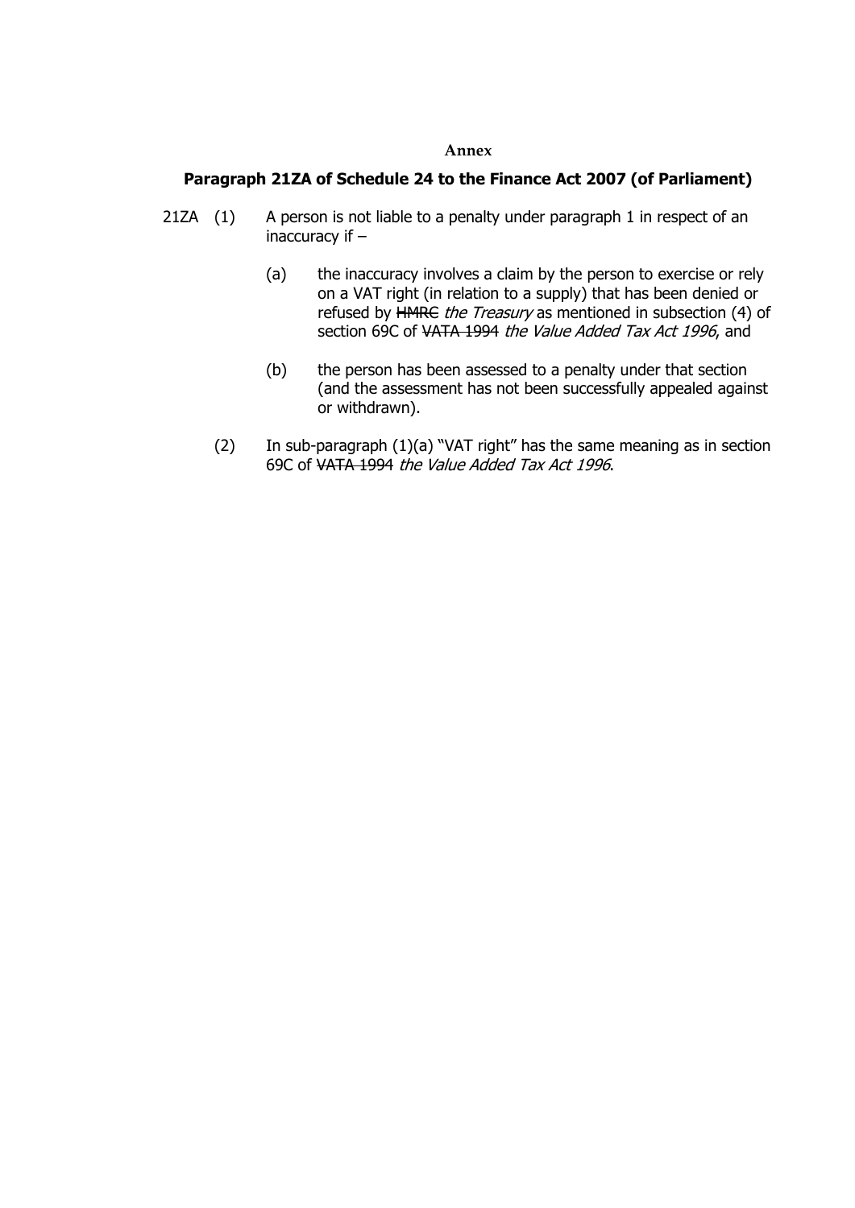**Annex**

## Paragraph 21ZA of Schedule 24 to the Finance Act 2007 (of Parliament)

21ZA (1) A person is not liable to a penalty under paragraph 1 in respect of an inaccuracy if –

(a) the inaccuracy involves a claim by the person to exercise or rely on a VAT right (in relation to a supply) that has been denied or refused by ~~HMRC~~ *the Treasury* as mentioned in subsection (4) of section 69C of ~~VATA 1994~~ *the Value Added Tax Act 1996*, and

(b) the person has been assessed to a penalty under that section (and the assessment has not been successfully appealed against or withdrawn).

(2) In sub-paragraph (1)(a) "VAT right" has the same meaning as in section 69C of ~~VATA 1994~~ *the Value Added Tax Act 1996*.